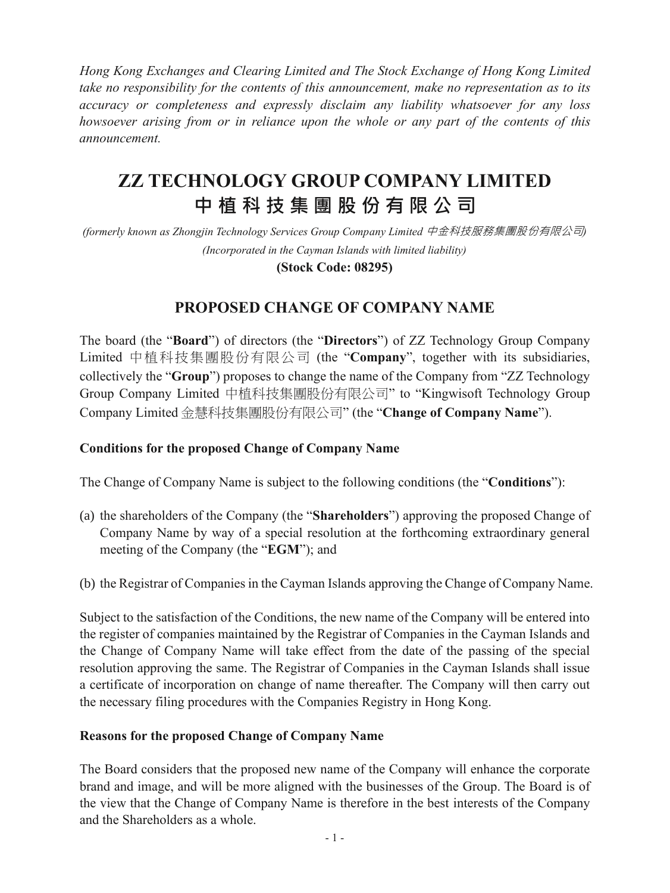*Hong Kong Exchanges and Clearing Limited and The Stock Exchange of Hong Kong Limited take no responsibility for the contents of this announcement, make no representation as to its accuracy or completeness and expressly disclaim any liability whatsoever for any loss howsoever arising from or in reliance upon the whole or any part of the contents of this announcement.*

# ZZ TECHNOLOGY GROUP COMPANY LIMITED
# 中植科技集團股份有限公司

*(formerly known as Zhongjin Technology Services Group Company Limited 中金科技服務集團股份有限公司)*

*(Incorporated in the Cayman Islands with limited liability)*

**(Stock Code: 08295)**

## PROPOSED CHANGE OF COMPANY NAME

The board (the "**Board**") of directors (the "**Directors**") of ZZ Technology Group Company Limited 中植科技集團股份有限公司 (the "**Company**", together with its subsidiaries, collectively the "**Group**") proposes to change the name of the Company from "ZZ Technology Group Company Limited 中植科技集團股份有限公司" to "Kingwisoft Technology Group Company Limited 金慧科技集團股份有限公司" (the "**Change of Company Name**").

### Conditions for the proposed Change of Company Name

The Change of Company Name is subject to the following conditions (the "**Conditions**"):

(a) the shareholders of the Company (the "**Shareholders**") approving the proposed Change of Company Name by way of a special resolution at the forthcoming extraordinary general meeting of the Company (the "**EGM**"); and

(b) the Registrar of Companies in the Cayman Islands approving the Change of Company Name.

Subject to the satisfaction of the Conditions, the new name of the Company will be entered into the register of companies maintained by the Registrar of Companies in the Cayman Islands and the Change of Company Name will take effect from the date of the passing of the special resolution approving the same. The Registrar of Companies in the Cayman Islands shall issue a certificate of incorporation on change of name thereafter. The Company will then carry out the necessary filing procedures with the Companies Registry in Hong Kong.

### Reasons for the proposed Change of Company Name

The Board considers that the proposed new name of the Company will enhance the corporate brand and image, and will be more aligned with the businesses of the Group. The Board is of the view that the Change of Company Name is therefore in the best interests of the Company and the Shareholders as a whole.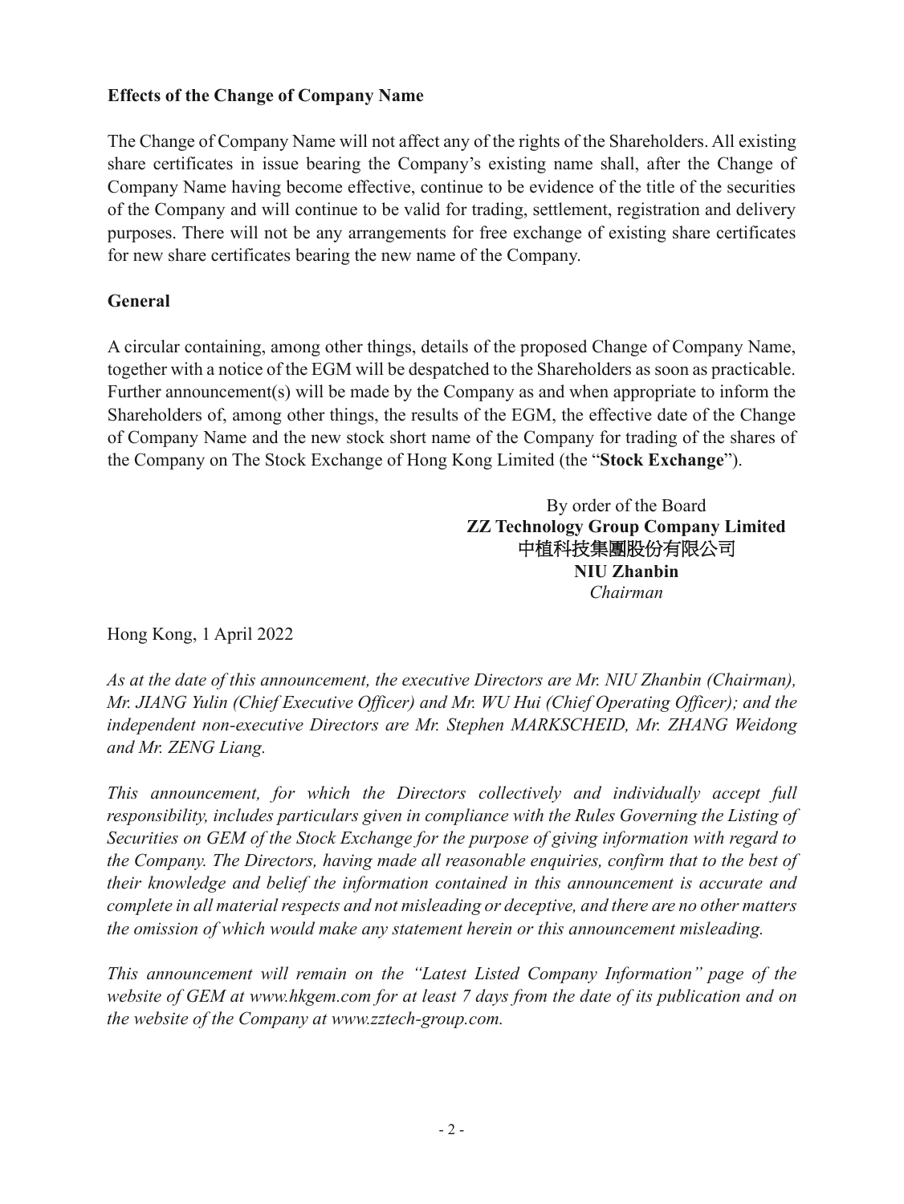**Effects of the Change of Company Name**

The Change of Company Name will not affect any of the rights of the Shareholders. All existing share certificates in issue bearing the Company's existing name shall, after the Change of Company Name having become effective, continue to be evidence of the title of the securities of the Company and will continue to be valid for trading, settlement, registration and delivery purposes. There will not be any arrangements for free exchange of existing share certificates for new share certificates bearing the new name of the Company.

**General**

A circular containing, among other things, details of the proposed Change of Company Name, together with a notice of the EGM will be despatched to the Shareholders as soon as practicable. Further announcement(s) will be made by the Company as and when appropriate to inform the Shareholders of, among other things, the results of the EGM, the effective date of the Change of Company Name and the new stock short name of the Company for trading of the shares of the Company on The Stock Exchange of Hong Kong Limited (the "**Stock Exchange**").

By order of the Board
**ZZ Technology Group Company Limited**
**中植科技集團股份有限公司**
**NIU Zhanbin**
*Chairman*

Hong Kong, 1 April 2022

*As at the date of this announcement, the executive Directors are Mr. NIU Zhanbin (Chairman), Mr. JIANG Yulin (Chief Executive Officer) and Mr. WU Hui (Chief Operating Officer); and the independent non-executive Directors are Mr. Stephen MARKSCHEID, Mr. ZHANG Weidong and Mr. ZENG Liang.*

*This announcement, for which the Directors collectively and individually accept full responsibility, includes particulars given in compliance with the Rules Governing the Listing of Securities on GEM of the Stock Exchange for the purpose of giving information with regard to the Company. The Directors, having made all reasonable enquiries, confirm that to the best of their knowledge and belief the information contained in this announcement is accurate and complete in all material respects and not misleading or deceptive, and there are no other matters the omission of which would make any statement herein or this announcement misleading.*

*This announcement will remain on the "Latest Listed Company Information" page of the website of GEM at www.hkgem.com for at least 7 days from the date of its publication and on the website of the Company at www.zztech-group.com.*